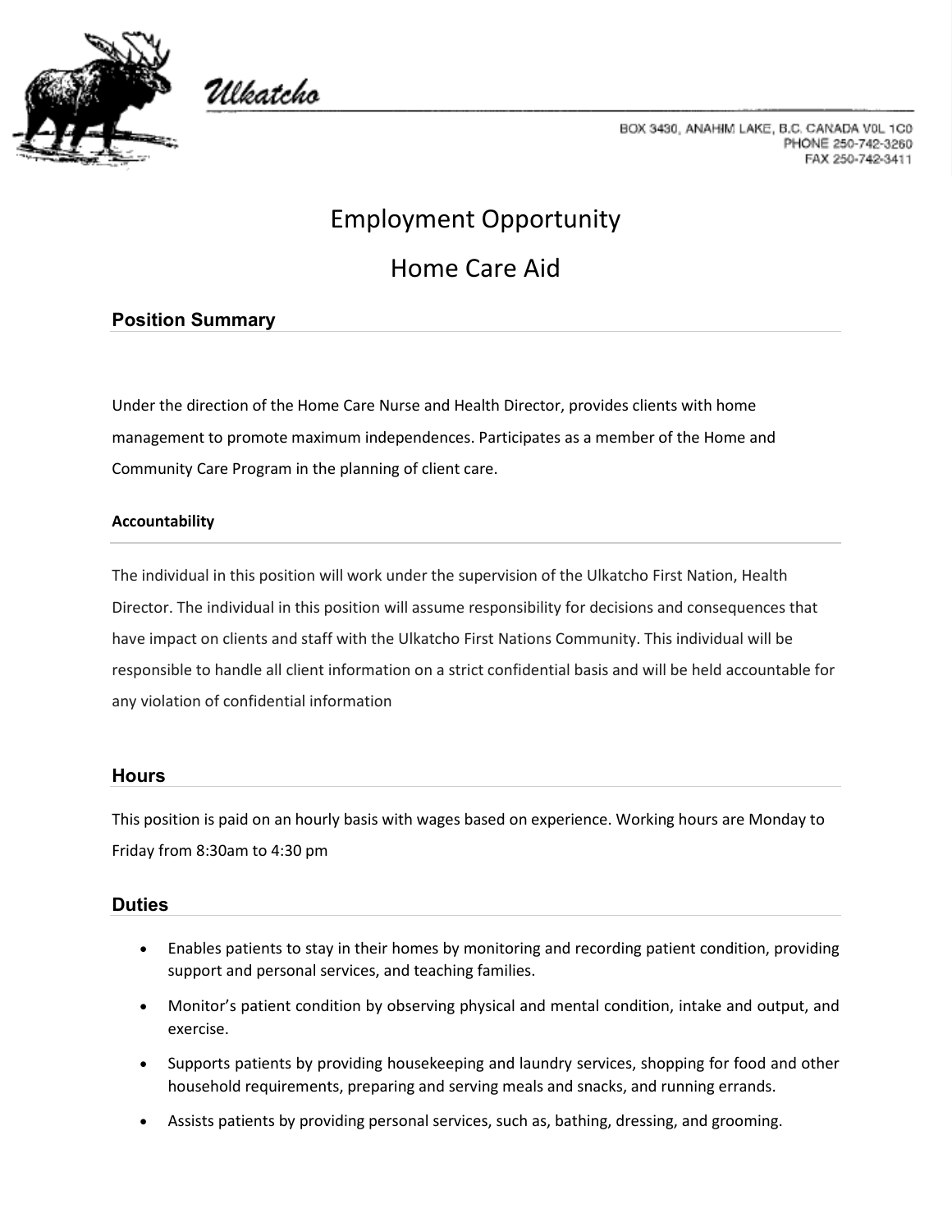Ulkatcho

BOX 3430, ANAHIM LAKE, B.C. CANADA V0L 1C0
PHONE 250-742-3260
FAX 250-742-3411

# Employment Opportunity

# Home Care Aid

## Position Summary

Under the direction of the Home Care Nurse and Health Director, provides clients with home management to promote maximum independences. Participates as a member of the Home and Community Care Program in the planning of client care.

### Accountability

The individual in this position will work under the supervision of the Ulkatcho First Nation, Health Director. The individual in this position will assume responsibility for decisions and consequences that have impact on clients and staff with the Ulkatcho First Nations Community. This individual will be responsible to handle all client information on a strict confidential basis and will be held accountable for any violation of confidential information

## Hours

This position is paid on an hourly basis with wages based on experience. Working hours are Monday to Friday from 8:30am to 4:30 pm

## Duties

- Enables patients to stay in their homes by monitoring and recording patient condition, providing support and personal services, and teaching families.
- Monitor's patient condition by observing physical and mental condition, intake and output, and exercise.
- Supports patients by providing housekeeping and laundry services, shopping for food and other household requirements, preparing and serving meals and snacks, and running errands.
- Assists patients by providing personal services, such as, bathing, dressing, and grooming.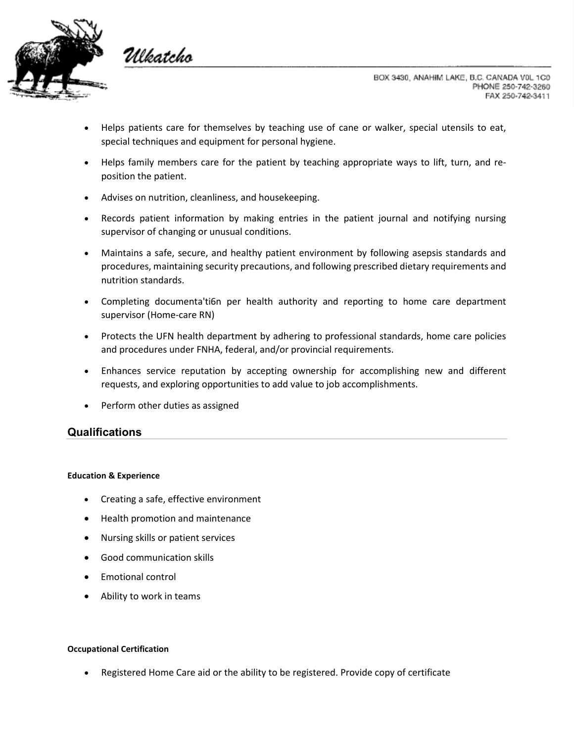- Helps patients care for themselves by teaching use of cane or walker, special utensils to eat, special techniques and equipment for personal hygiene.
- Helps family members care for the patient by teaching appropriate ways to lift, turn, and re-position the patient.
- Advises on nutrition, cleanliness, and housekeeping.
- Records patient information by making entries in the patient journal and notifying nursing supervisor of changing or unusual conditions.
- Maintains a safe, secure, and healthy patient environment by following asepsis standards and procedures, maintaining security precautions, and following prescribed dietary requirements and nutrition standards.
- Completing documenta'ti6n per health authority and reporting to home care department supervisor (Home-care RN)
- Protects the UFN health department by adhering to professional standards, home care policies and procedures under FNHA, federal, and/or provincial requirements.
- Enhances service reputation by accepting ownership for accomplishing new and different requests, and exploring opportunities to add value to job accomplishments.
- Perform other duties as assigned

## Qualifications

#### Education & Experience

- Creating a safe, effective environment
- Health promotion and maintenance
- Nursing skills or patient services
- Good communication skills
- Emotional control
- Ability to work in teams

#### Occupational Certification

- Registered Home Care aid or the ability to be registered. Provide copy of certificate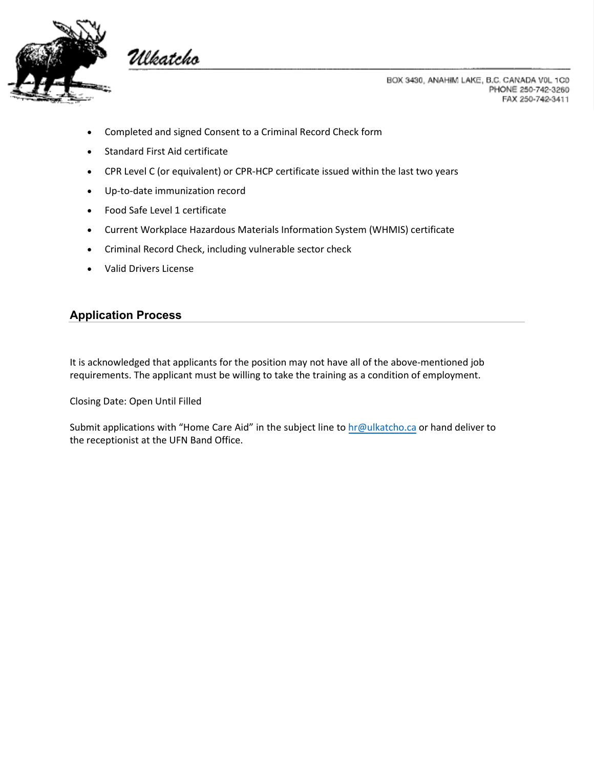- Completed and signed Consent to a Criminal Record Check form
- Standard First Aid certificate
- CPR Level C (or equivalent) or CPR-HCP certificate issued within the last two years
- Up-to-date immunization record
- Food Safe Level 1 certificate
- Current Workplace Hazardous Materials Information System (WHMIS) certificate
- Criminal Record Check, including vulnerable sector check
- Valid Drivers License

## Application Process

It is acknowledged that applicants for the position may not have all of the above-mentioned job requirements. The applicant must be willing to take the training as a condition of employment.

Closing Date: Open Until Filled

Submit applications with "Home Care Aid" in the subject line to hr@ulkatcho.ca or hand deliver to the receptionist at the UFN Band Office.